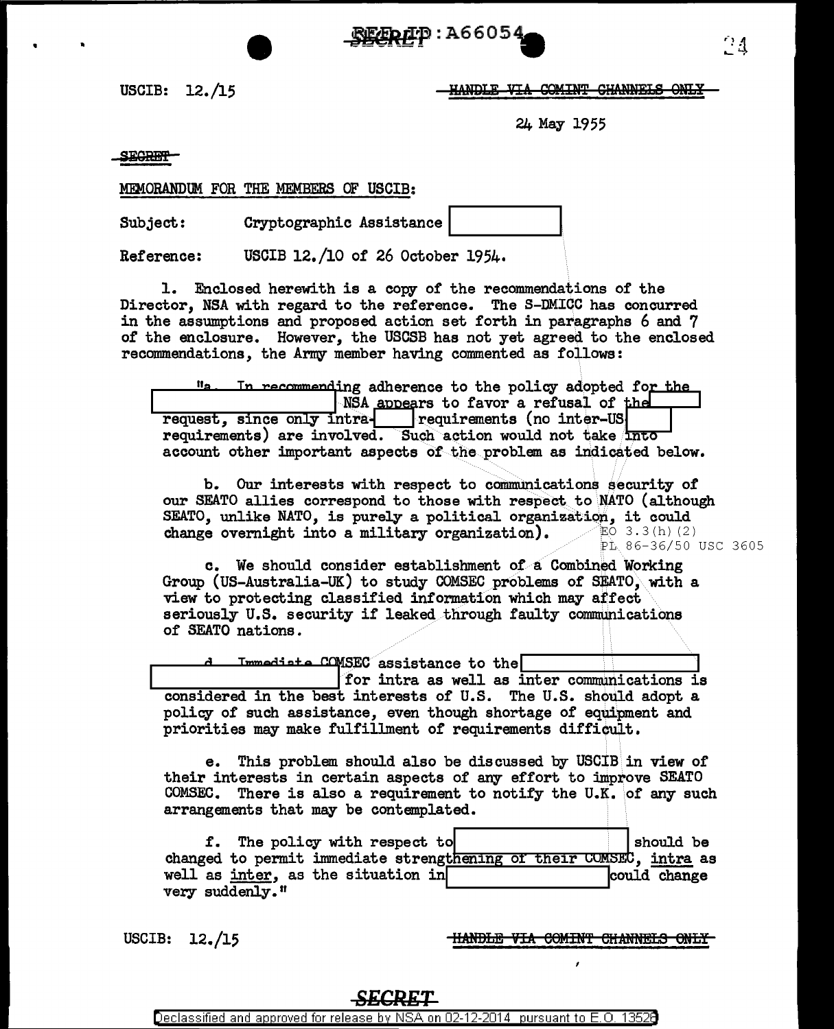USCIB: 12./15

~~HANDLE VIA COMINT CHANNELS ONLY~~

24 May 1955

~~SECRET~~

MEMORANDUM FOR THE MEMBERS OF USCIB:

Subject: Cryptographic Assistance [redacted]

Reference: USCIB 12./10 of 26 October 1954.

1. Enclosed herewith is a copy of the recommendations of the Director, NSA with regard to the reference. The S-DMICC has concurred in the assumptions and proposed action set forth in paragraphs 6 and 7 of the enclosure. However, the USCSB has not yet agreed to the enclosed recommendations, the Army member having commented as follows:

> "a. In recommending adherence to the policy adopted for the [redacted] NSA appears to favor a refusal of the [redacted] request, since only intra-[redacted] requirements (no inter-US [redacted] requirements) are involved. Such action would not take into account other important aspects of the problem as indicated below.
>
> b. Our interests with respect to communications security of our SEATO allies correspond to those with respect to NATO (although SEATO, unlike NATO, is purely a political organization, it could change overnight into a military organization).
>
> EO 3.3(h)(2)
> PL 86-36/50 USC 3605
>
> c. We should consider establishment of a Combined Working Group (US-Australia-UK) to study COMSEC problems of SEATO, with a view to protecting classified information which may affect seriously U.S. security if leaked through faulty communications of SEATO nations.
>
> d. Immediate COMSEC assistance to the [redacted] for intra as well as inter communications is considered in the best interests of U.S. The U.S. should adopt a policy of such assistance, even though shortage of equipment and priorities may make fulfillment of requirements difficult.
>
> e. This problem should also be discussed by USCIB in view of their interests in certain aspects of any effort to improve SEATO COMSEC. There is also a requirement to notify the U.K. of any such arrangements that may be contemplated.
>
> f. The policy with respect to [redacted] should be changed to permit immediate strengthening of their COMSEC, <u>intra</u> as well as <u>inter</u>, as the situation in [redacted] could change very suddenly."

USCIB: 12./15

~~HANDLE VIA COMINT CHANNELS ONLY~~

~~SECRET~~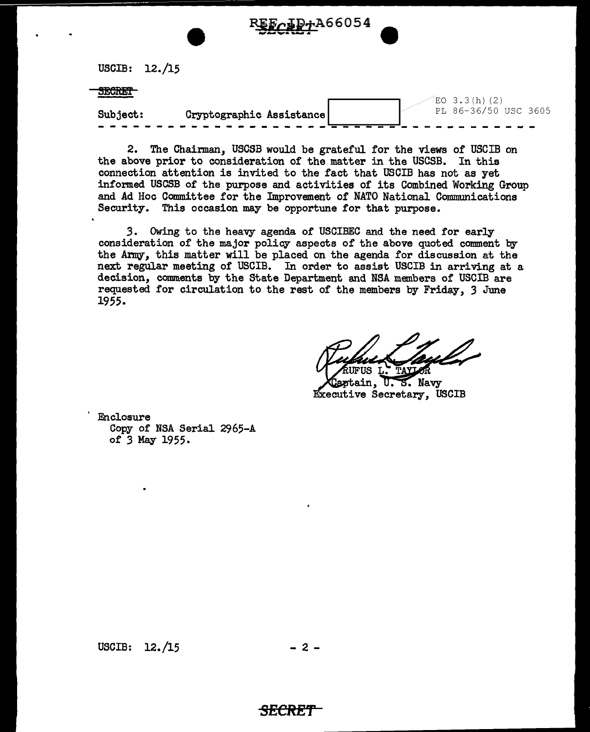USCIB: 12./15

~~SECRET~~

Subject: Cryptographic Assistance [REDACTED]

EO 3.3(h)(2)
PL 86-36/50 USC 3605

- - - - - - - - - - - - - - - - - - - - - - - - - - - - - - - - - - - - - -

2. The Chairman, USCSB would be grateful for the views of USCIB on the above prior to consideration of the matter in the USCSB. In this connection attention is invited to the fact that USCIB has not as yet informed USCSB of the purpose and activities of its Combined Working Group and Ad Hoc Committee for the Improvement of NATO National Communications Security. This occasion may be opportune for that purpose.

3. Owing to the heavy agenda of USCIBEC and the need for early consideration of the major policy aspects of the above quoted comment by the Army, this matter will be placed on the agenda for discussion at the next regular meeting of USCIB. In order to assist USCIB in arriving at a decision, comments by the State Department and NSA members of USCIB are requested for circulation to the rest of the members by Friday, 3 June 1955.

RUFUS L. TAYLOR
Captain, U. S. Navy
Executive Secretary, USCIB

Enclosure
Copy of NSA Serial 2965-A
of 3 May 1955.

USCIB: 12./15

SECRET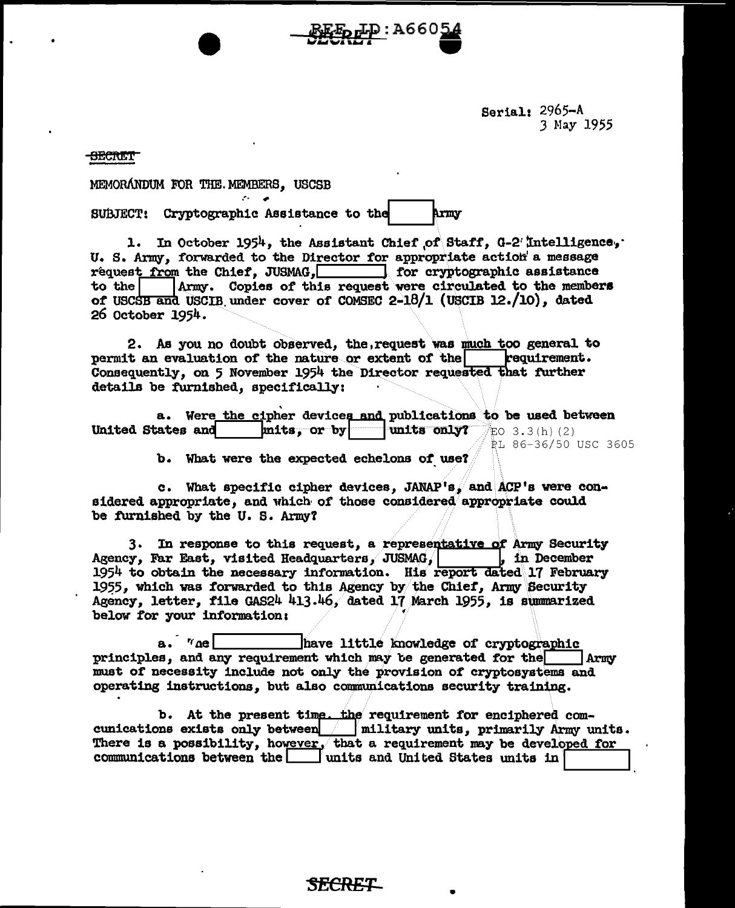Serial: 2965-A
3 May 1955

SECRET

MEMORANDUM FOR THE MEMBERS, USCSB

SUBJECT: Cryptographic Assistance to the [ ] Army

1. In October 1954, the Assistant Chief of Staff, G-2 Intelligence, U. S. Army, forwarded to the Director for appropriate action a message request from the Chief, JUSMAG, [ ] for cryptographic assistance to the [ ] Army. Copies of this request were circulated to the members of USCSB and USCIB under cover of COMSEC 2-18/1 (USCIB 12./10), dated 26 October 1954.

2. As you no doubt observed, the request was much too general to permit an evaluation of the nature or extent of the [ ] requirement. Consequently, on 5 November 1954 the Director requested that further details be furnished, specifically:

a. Were the cipher devices and publications to be used between United States and [ ] units, or by [ ] units only?

EO 3.3(h)(2)
PL 86-36/50 USC 3605

b. What were the expected echelons of use?

c. What specific cipher devices, JANAP's, and ACP's were considered appropriate, and which of those considered appropriate could be furnished by the U. S. Army?

3. In response to this request, a representative of Army Security Agency, Far East, visited Headquarters, JUSMAG, [ ], in December 1954 to obtain the necessary information. His report dated 17 February 1955, which was forwarded to this Agency by the Chief, Army Security Agency, letter, file GAS24 413.46, dated 17 March 1955, is summarized below for your information:

a. The [ ] have little knowledge of cryptographic principles, and any requirement which may be generated for the [ ] Army must of necessity include not only the provision of cryptosystems and operating instructions, but also communications security training.

b. At the present time, the requirement for enciphered communications exists only between [ ] military units, primarily Army units. There is a possibility, however, that a requirement may be developed for communications between the [ ] units and United States units in [ ].

SECRET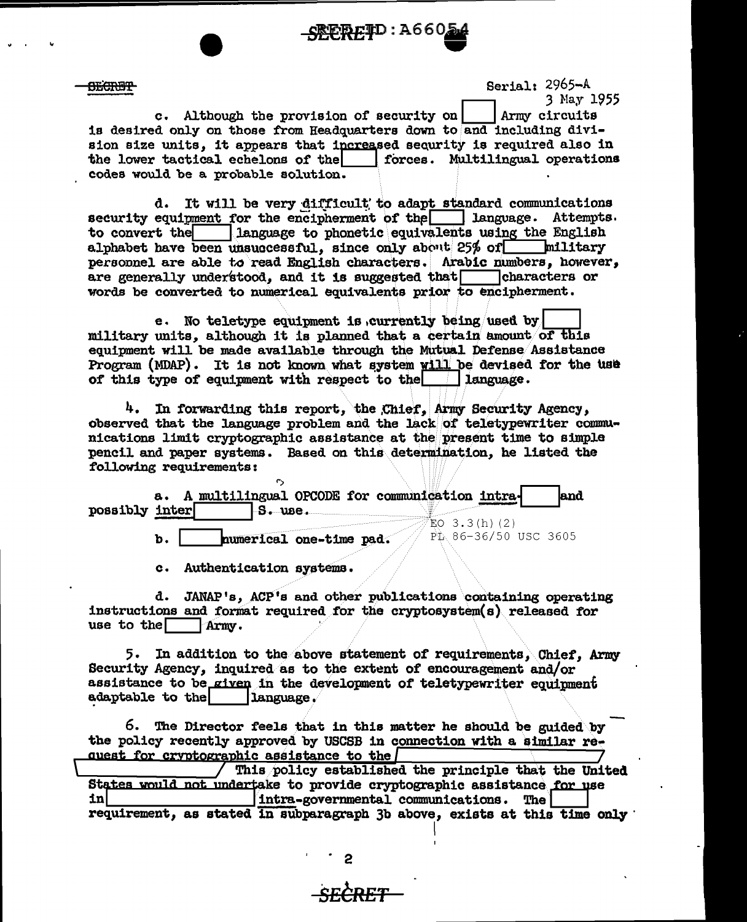SECRET

Serial: 2965-A
3 May 1955

c. Although the provision of security on [ ] Army circuits is desired only on those from Headquarters down to and including division size units, it appears that increased security is required also in the lower tactical echelons of the [ ] forces. Multilingual operations codes would be a probable solution.

d. It will be very difficult to adapt standard communications security equipment for the encipherment of the [ ] language. Attempts to convert the [ ] language to phonetic equivalents using the English alphabet have been unsuccessful, since only about 25% of [ ] military personnel are able to read English characters. Arabic numbers, however, are generally understood, and it is suggested that [ ] characters or words be converted to numerical equivalents prior to encipherment.

e. No teletype equipment is currently being used by [ ] military units, although it is planned that a certain amount of this equipment will be made available through the Mutual Defense Assistance Program (MDAP). It is not known what system will be devised for the use of this type of equipment with respect to the [ ] language.

4. In forwarding this report, the Chief, Army Security Agency, observed that the language problem and the lack of teletypewriter communications limit cryptographic assistance at the present time to simple pencil and paper systems. Based on this determination, he listed the following requirements:

a. A multilingual OPCODE for communication intra-[ ] and possibly inter[ ]S. use.

EO 3.3(h)(2)
PL 86-36/50 USC 3605

b. [ ] numerical one-time pad.

c. Authentication systems.

d. JANAP's, ACP's and other publications containing operating instructions and format required for the cryptosystem(s) released for use to the [ ] Army.

5. In addition to the above statement of requirements, Chief, Army Security Agency, inquired as to the extent of encouragement and/or assistance to be given in the development of teletypewriter equipment adaptable to the [ ] language.

6. The Director feels that in this matter he should be guided by the policy recently approved by USCSB in connection with a similar request for cryptographic assistance to the [ ] This policy established the principle that the United States would not undertake to provide cryptographic assistance for use in [ ] intra-governmental communications. The [ ] requirement, as stated in subparagraph 3b above, exists at this time only

SECRET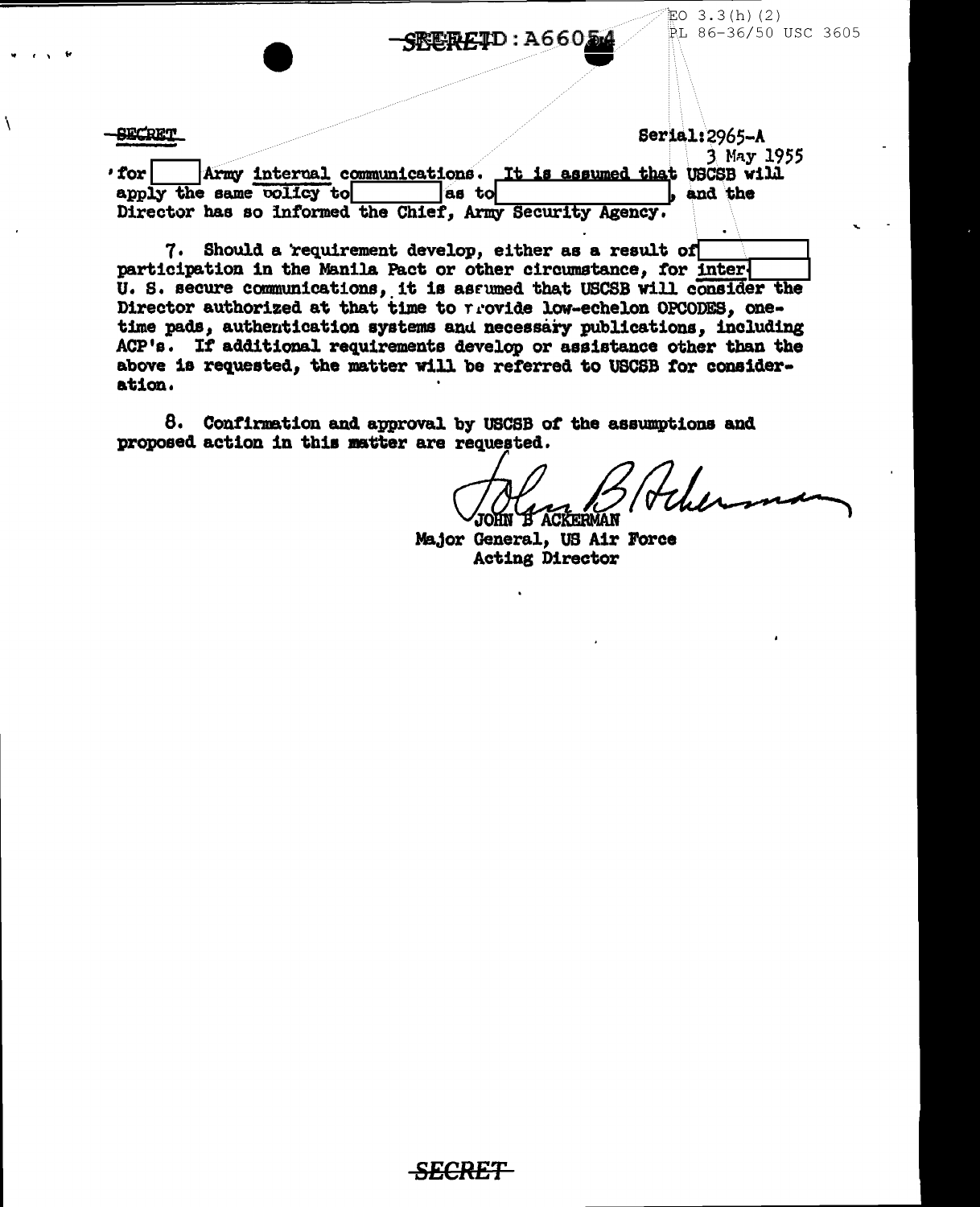SECRET

Serial:2965-A
3 May 1955

for [redacted] Army internal communications. It is assumed that USCSB will apply the same policy to [redacted] as to [redacted], and the Director has so informed the Chief, Army Security Agency.

7. Should a requirement develop, either as a result of [redacted] participation in the Manila Pact or other circumstance, for inter- [redacted] U. S. secure communications, it is assumed that USCSB will consider the Director authorized at that time to provide low-echelon OPCODES, one-time pads, authentication systems and necessary publications, including ACP's. If additional requirements develop or assistance other than the above is requested, the matter will be referred to USCSB for consideration.

8. Confirmation and approval by USCSB of the assumptions and proposed action in this matter are requested.

JOHN B ACKERMAN
Major General, US Air Force
Acting Director

SECRET